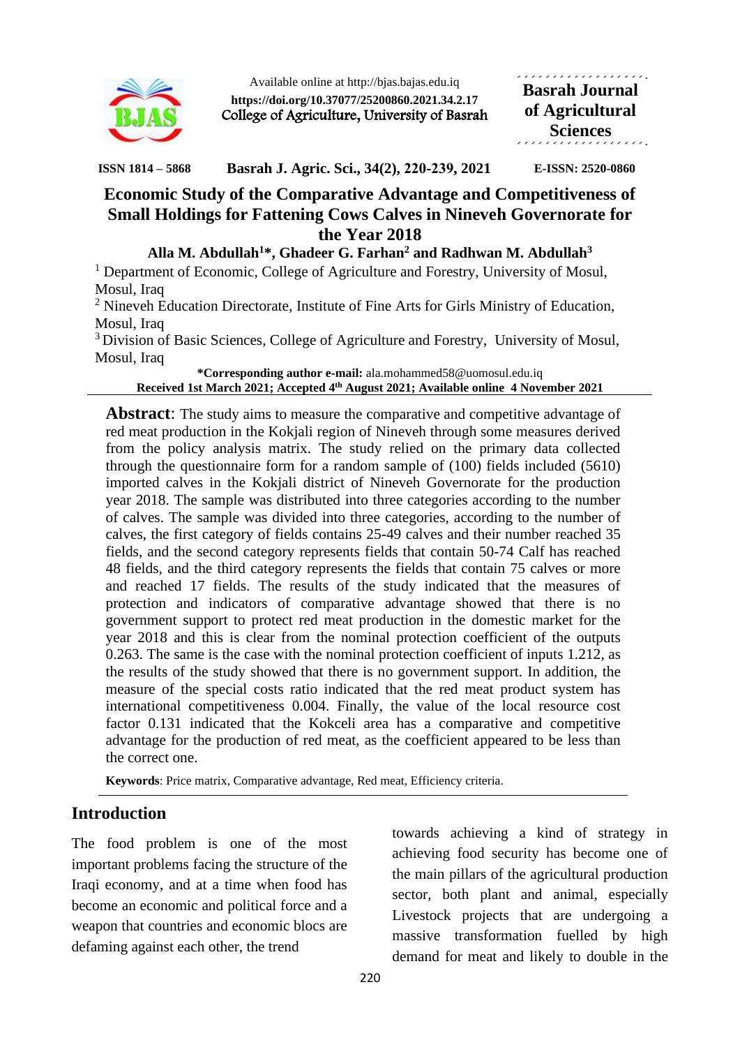Available online at http://bjas.bajas.edu.iq
**https://doi.org/10.37077/25200860.2021.34.2.17**
College of Agriculture, University of Basrah

**Basrah Journal of Agricultural Sciences**

**ISSN 1814 – 5868** **Basrah J. Agric. Sci., 34(2), 220-239, 2021** **E-ISSN: 2520-0860**

# Economic Study of the Comparative Advantage and Competitiveness of Small Holdings for Fattening Cows Calves in Nineveh Governorate for the Year 2018

**Alla M. Abdullah[1]*, Ghadeer G. Farhan[2] and Radhwan M. Abdullah[3]**

[1] Department of Economic, College of Agriculture and Forestry, University of Mosul, Mosul, Iraq

[2] Nineveh Education Directorate, Institute of Fine Arts for Girls Ministry of Education, Mosul, Iraq

[3] Division of Basic Sciences, College of Agriculture and Forestry, University of Mosul, Mosul, Iraq

**\*Corresponding author e-mail:** ala.mohammed58@uomosul.edu.iq

**Received 1st March 2021; Accepted 4th August 2021; Available online 4 November 2021**

**Abstract**: The study aims to measure the comparative and competitive advantage of red meat production in the Kokjali region of Nineveh through some measures derived from the policy analysis matrix. The study relied on the primary data collected through the questionnaire form for a random sample of (100) fields included (5610) imported calves in the Kokjali district of Nineveh Governorate for the production year 2018. The sample was distributed into three categories according to the number of calves. The sample was divided into three categories, according to the number of calves, the first category of fields contains 25-49 calves and their number reached 35 fields, and the second category represents fields that contain 50-74 Calf has reached 48 fields, and the third category represents the fields that contain 75 calves or more and reached 17 fields. The results of the study indicated that the measures of protection and indicators of comparative advantage showed that there is no government support to protect red meat production in the domestic market for the year 2018 and this is clear from the nominal protection coefficient of the outputs 0.263. The same is the case with the nominal protection coefficient of inputs 1.212, as the results of the study showed that there is no government support. In addition, the measure of the special costs ratio indicated that the red meat product system has international competitiveness 0.004. Finally, the value of the local resource cost factor 0.131 indicated that the Kokceli area has a comparative and competitive advantage for the production of red meat, as the coefficient appeared to be less than the correct one.

**Keywords**: Price matrix, Comparative advantage, Red meat, Efficiency criteria.

## Introduction

The food problem is one of the most important problems facing the structure of the Iraqi economy, and at a time when food has become an economic and political force and a weapon that countries and economic blocs are defaming against each other, the trend towards achieving a kind of strategy in achieving food security has become one of the main pillars of the agricultural production sector, both plant and animal, especially Livestock projects that are undergoing a massive transformation fuelled by high demand for meat and likely to double in the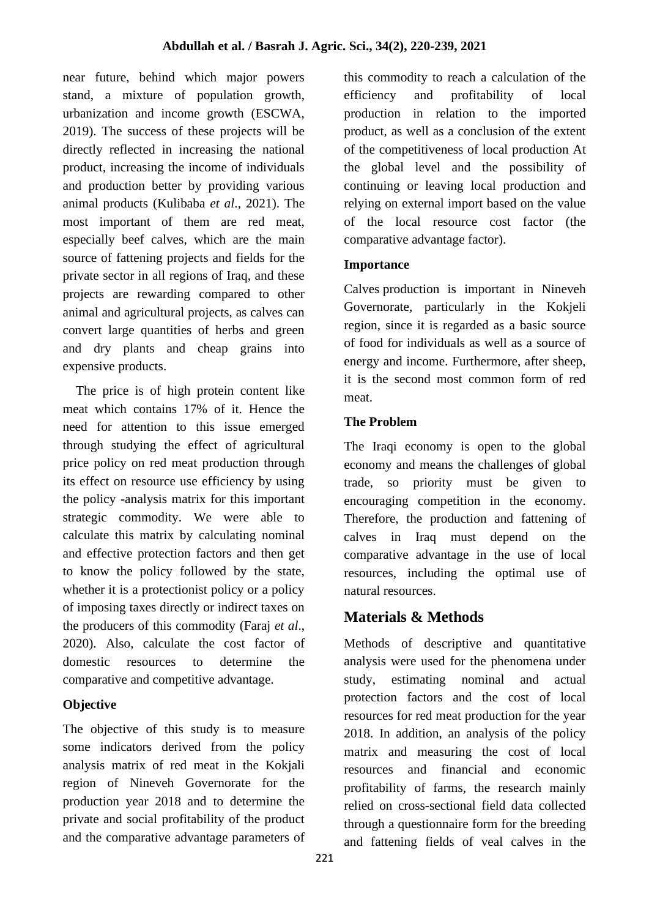near future, behind which major powers stand, a mixture of population growth, urbanization and income growth (ESCWA, 2019). The success of these projects will be directly reflected in increasing the national product, increasing the income of individuals and production better by providing various animal products (Kulibaba *et al*., 2021). The most important of them are red meat, especially beef calves, which are the main source of fattening projects and fields for the private sector in all regions of Iraq, and these projects are rewarding compared to other animal and agricultural projects, as calves can convert large quantities of herbs and green and dry plants and cheap grains into expensive products.

The price is of high protein content like meat which contains 17% of it. Hence the need for attention to this issue emerged through studying the effect of agricultural price policy on red meat production through its effect on resource use efficiency by using the policy -analysis matrix for this important strategic commodity. We were able to calculate this matrix by calculating nominal and effective protection factors and then get to know the policy followed by the state, whether it is a protectionist policy or a policy of imposing taxes directly or indirect taxes on the producers of this commodity (Faraj *et al*., 2020). Also, calculate the cost factor of domestic resources to determine the comparative and competitive advantage.

### Objective

The objective of this study is to measure some indicators derived from the policy analysis matrix of red meat in the Kokjali region of Nineveh Governorate for the production year 2018 and to determine the private and social profitability of the product and the comparative advantage parameters of this commodity to reach a calculation of the efficiency and profitability of local production in relation to the imported product, as well as a conclusion of the extent of the competitiveness of local production At the global level and the possibility of continuing or leaving local production and relying on external import based on the value of the local resource cost factor (the comparative advantage factor).

### Importance

Calves production is important in Nineveh Governorate, particularly in the Kokjeli region, since it is regarded as a basic source of food for individuals as well as a source of energy and income. Furthermore, after sheep, it is the second most common form of red meat.

### The Problem

The Iraqi economy is open to the global economy and means the challenges of global trade, so priority must be given to encouraging competition in the economy. Therefore, the production and fattening of calves in Iraq must depend on the comparative advantage in the use of local resources, including the optimal use of natural resources.

## Materials & Methods

Methods of descriptive and quantitative analysis were used for the phenomena under study, estimating nominal and actual protection factors and the cost of local resources for red meat production for the year 2018. In addition, an analysis of the policy matrix and measuring the cost of local resources and financial and economic profitability of farms, the research mainly relied on cross-sectional field data collected through a questionnaire form for the breeding and fattening fields of veal calves in the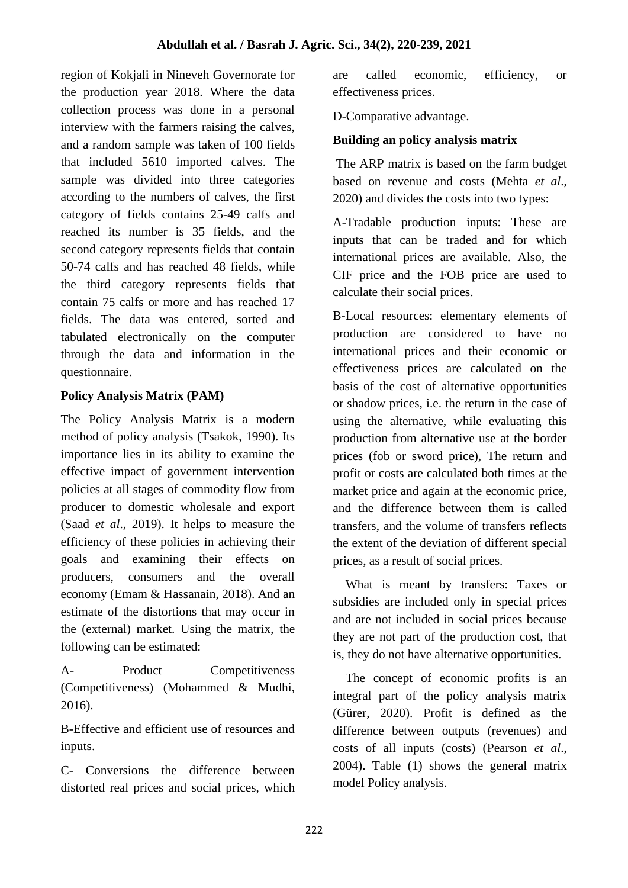region of Kokjali in Nineveh Governorate for the production year 2018. Where the data collection process was done in a personal interview with the farmers raising the calves, and a random sample was taken of 100 fields that included 5610 imported calves. The sample was divided into three categories according to the numbers of calves, the first category of fields contains 25-49 calfs and reached its number is 35 fields, and the second category represents fields that contain 50-74 calfs and has reached 48 fields, while the third category represents fields that contain 75 calfs or more and has reached 17 fields. The data was entered, sorted and tabulated electronically on the computer through the data and information in the questionnaire.

**Policy Analysis Matrix (PAM)**

The Policy Analysis Matrix is a modern method of policy analysis (Tsakok, 1990). Its importance lies in its ability to examine the effective impact of government intervention policies at all stages of commodity flow from producer to domestic wholesale and export (Saad *et al*., 2019). It helps to measure the efficiency of these policies in achieving their goals and examining their effects on producers, consumers and the overall economy (Emam & Hassanain, 2018). And an estimate of the distortions that may occur in the (external) market. Using the matrix, the following can be estimated:

A- Product Competitiveness (Competitiveness) (Mohammed & Mudhi, 2016).

B-Effective and efficient use of resources and inputs.

C- Conversions the difference between distorted real prices and social prices, which are called economic, efficiency, or effectiveness prices.

D-Comparative advantage.

**Building an policy analysis matrix**

The ARP matrix is based on the farm budget based on revenue and costs (Mehta *et al*., 2020) and divides the costs into two types:

A-Tradable production inputs: These are inputs that can be traded and for which international prices are available. Also, the CIF price and the FOB price are used to calculate their social prices.

B-Local resources: elementary elements of production are considered to have no international prices and their economic or effectiveness prices are calculated on the basis of the cost of alternative opportunities or shadow prices, i.e. the return in the case of using the alternative, while evaluating this production from alternative use at the border prices (fob or sword price), The return and profit or costs are calculated both times at the market price and again at the economic price, and the difference between them is called transfers, and the volume of transfers reflects the extent of the deviation of different special prices, as a result of social prices.

What is meant by transfers: Taxes or subsidies are included only in special prices and are not included in social prices because they are not part of the production cost, that is, they do not have alternative opportunities.

The concept of economic profits is an integral part of the policy analysis matrix (Gürer, 2020). Profit is defined as the difference between outputs (revenues) and costs of all inputs (costs) (Pearson *et al*., 2004). Table (1) shows the general matrix model Policy analysis.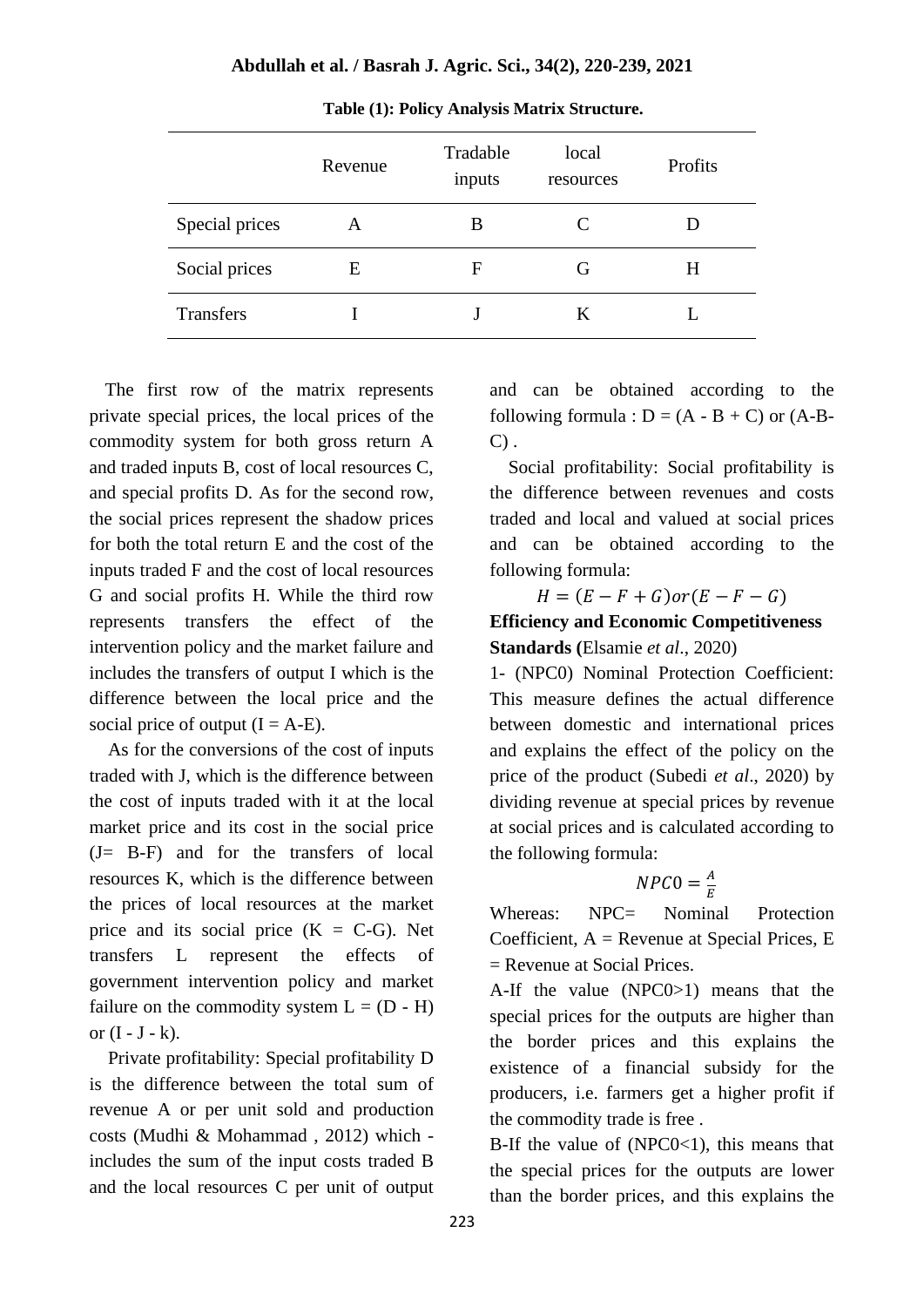Table (1): Policy Analysis Matrix Structure.

| | Revenue | Tradable inputs | local resources | Profits |
|---|---|---|---|---|
| Special prices | A | B | C | D |
| Social prices | E | F | G | H |
| Transfers | I | J | K | L |

The first row of the matrix represents private special prices, the local prices of the commodity system for both gross return A and traded inputs B, cost of local resources C, and special profits D. As for the second row, the social prices represent the shadow prices for both the total return E and the cost of the inputs traded F and the cost of local resources G and social profits H. While the third row represents transfers the effect of the intervention policy and the market failure and includes the transfers of output I which is the difference between the local price and the social price of output (I = A-E).

As for the conversions of the cost of inputs traded with J, which is the difference between the cost of inputs traded with it at the local market price and its cost in the social price (J= B-F) and for the transfers of local resources K, which is the difference between the prices of local resources at the market price and its social price (K = C-G). Net transfers L represent the effects of government intervention policy and market failure on the commodity system L = (D - H) or (I - J - k).

Private profitability: Special profitability D is the difference between the total sum of revenue A or per unit sold and production costs (Mudhi & Mohammad , 2012) which - includes the sum of the input costs traded B and the local resources C per unit of output and can be obtained according to the following formula : D = (A - B + C) or (A-B-C) .

Social profitability: Social profitability is the difference between revenues and costs traded and local and valued at social prices and can be obtained according to the following formula:

$$H = (E - F + G) or (E - F - G)$$

**Efficiency and Economic Competitiveness Standards (**Elsamie *et al*., 2020)

1- (NPC0) Nominal Protection Coefficient: This measure defines the actual difference between domestic and international prices and explains the effect of the policy on the price of the product (Subedi *et al*., 2020) by dividing revenue at special prices by revenue at social prices and is calculated according to the following formula:

$$NPC0 = \frac{A}{E}$$

Whereas: NPC= Nominal Protection Coefficient, A = Revenue at Special Prices, E = Revenue at Social Prices.

A-If the value (NPC0>1) means that the special prices for the outputs are higher than the border prices and this explains the existence of a financial subsidy for the producers, i.e. farmers get a higher profit if the commodity trade is free .

B-If the value of (NPC0<1), this means that the special prices for the outputs are lower than the border prices, and this explains the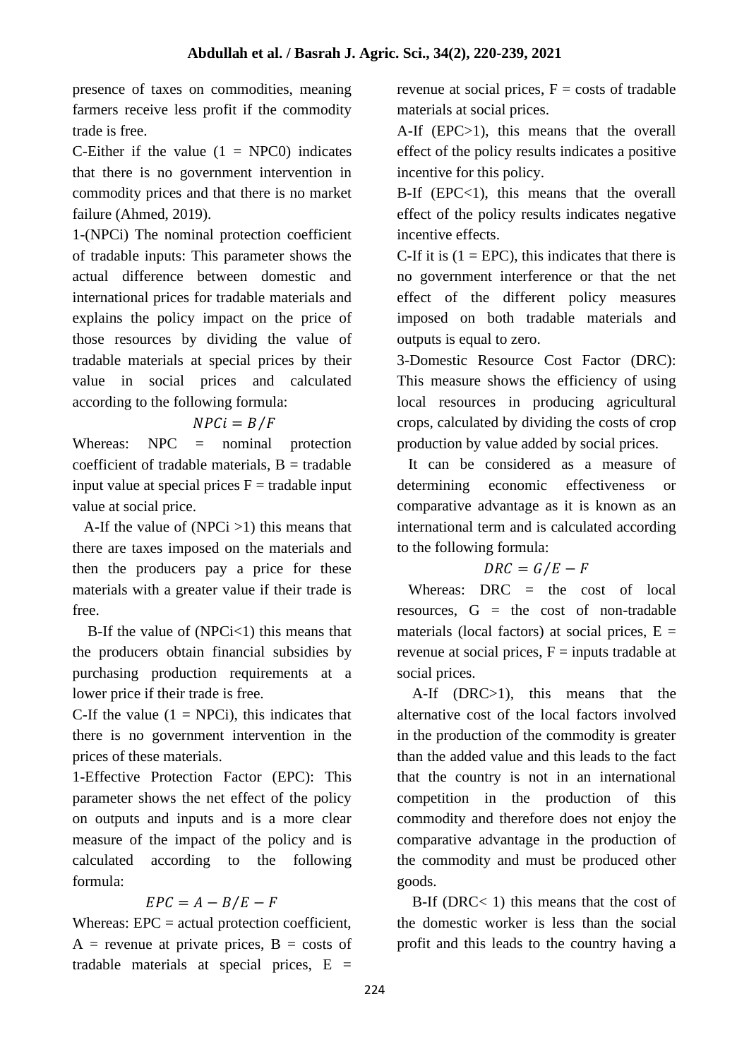presence of taxes on commodities, meaning farmers receive less profit if the commodity trade is free.

C-Either if the value (1 = NPC0) indicates that there is no government intervention in commodity prices and that there is no market failure (Ahmed, 2019).

1-(NPCi) The nominal protection coefficient of tradable inputs: This parameter shows the actual difference between domestic and international prices for tradable materials and explains the policy impact on the price of those resources by dividing the value of tradable materials at special prices by their value in social prices and calculated according to the following formula:

$$NPCi = B/F$$

Whereas: NPC = nominal protection coefficient of tradable materials, B = tradable input value at special prices F = tradable input value at social price.

A-If the value of (NPCi >1) this means that there are taxes imposed on the materials and then the producers pay a price for these materials with a greater value if their trade is free.

B-If the value of (NPCi<1) this means that the producers obtain financial subsidies by purchasing production requirements at a lower price if their trade is free.

C-If the value (1 = NPCi), this indicates that there is no government intervention in the prices of these materials.

1-Effective Protection Factor (EPC): This parameter shows the net effect of the policy on outputs and inputs and is a more clear measure of the impact of the policy and is calculated according to the following formula:

$$EPC = A - B/E - F$$

Whereas: EPC = actual protection coefficient, A = revenue at private prices, B = costs of tradable materials at special prices, E = revenue at social prices, F = costs of tradable materials at social prices.

A-If (EPC>1), this means that the overall effect of the policy results indicates a positive incentive for this policy.

B-If (EPC<1), this means that the overall effect of the policy results indicates negative incentive effects.

C-If it is (1 = EPC), this indicates that there is no government interference or that the net effect of the different policy measures imposed on both tradable materials and outputs is equal to zero.

3-Domestic Resource Cost Factor (DRC): This measure shows the efficiency of using local resources in producing agricultural crops, calculated by dividing the costs of crop production by value added by social prices.

It can be considered as a measure of determining economic effectiveness or comparative advantage as it is known as an international term and is calculated according to the following formula:

$$DRC = G/E - F$$

Whereas: DRC = the cost of local resources, G = the cost of non-tradable materials (local factors) at social prices, E = revenue at social prices, F = inputs tradable at social prices.

A-If (DRC>1), this means that the alternative cost of the local factors involved in the production of the commodity is greater than the added value and this leads to the fact that the country is not in an international competition in the production of this commodity and therefore does not enjoy the comparative advantage in the production of the commodity and must be produced other goods.

B-If (DRC< 1) this means that the cost of the domestic worker is less than the social profit and this leads to the country having a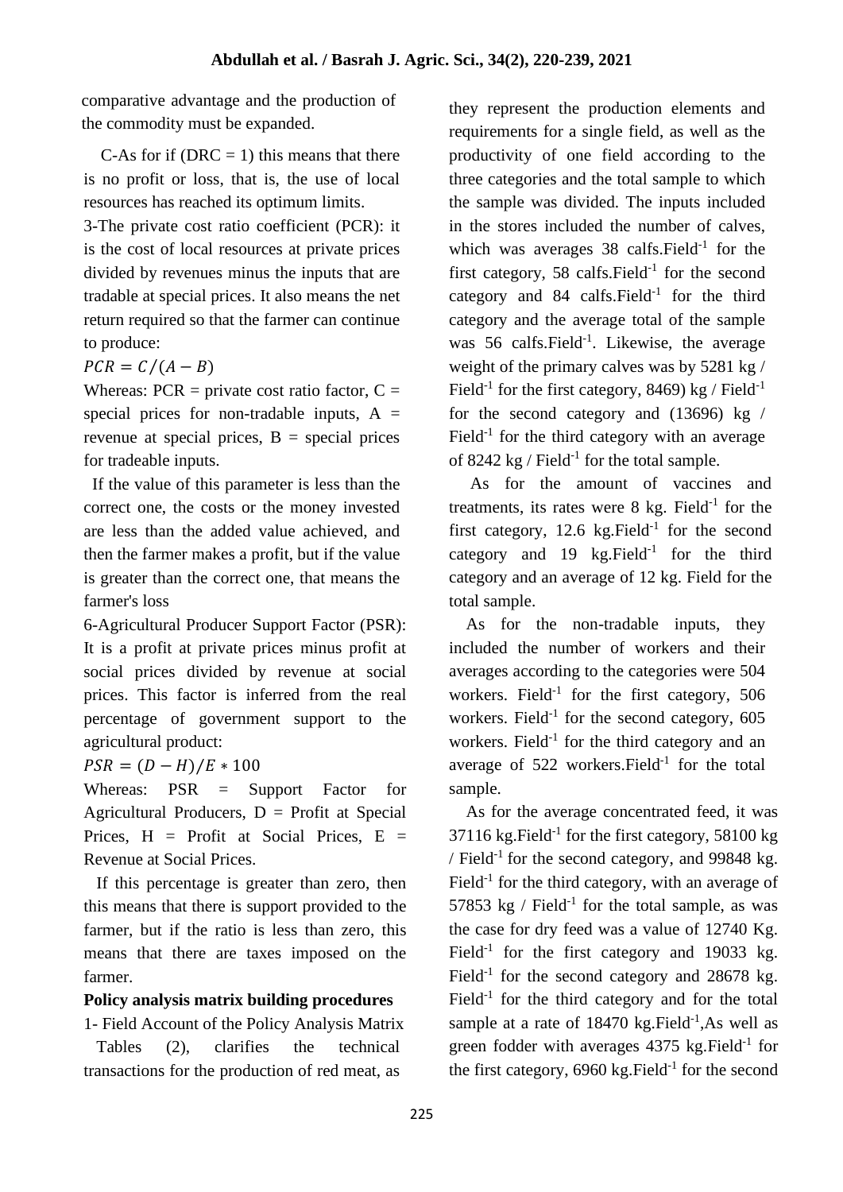comparative advantage and the production of the commodity must be expanded.

C-As for if (DRC = 1) this means that there is no profit or loss, that is, the use of local resources has reached its optimum limits.

3-The private cost ratio coefficient (PCR): it is the cost of local resources at private prices divided by revenues minus the inputs that are tradable at special prices. It also means the net return required so that the farmer can continue to produce:

$PCR = C/(A - B)$

Whereas: PCR = private cost ratio factor, C = special prices for non-tradable inputs, A = revenue at special prices, B = special prices for tradeable inputs.

If the value of this parameter is less than the correct one, the costs or the money invested are less than the added value achieved, and then the farmer makes a profit, but if the value is greater than the correct one, that means the farmer's loss

6-Agricultural Producer Support Factor (PSR): It is a profit at private prices minus profit at social prices divided by revenue at social prices. This factor is inferred from the real percentage of government support to the agricultural product:

$PSR = (D - H)/E * 100$

Whereas: PSR = Support Factor for Agricultural Producers, D = Profit at Special Prices, H = Profit at Social Prices, E = Revenue at Social Prices.

If this percentage is greater than zero, then this means that there is support provided to the farmer, but if the ratio is less than zero, this means that there are taxes imposed on the farmer.

**Policy analysis matrix building procedures**

1- Field Account of the Policy Analysis Matrix

Tables (2), clarifies the technical transactions for the production of red meat, as they represent the production elements and requirements for a single field, as well as the productivity of one field according to the three categories and the total sample to which the sample was divided. The inputs included in the stores included the number of calves, which was averages 38 calfs.Field$^{-1}$ for the first category, 58 calfs.Field$^{-1}$ for the second category and 84 calfs.Field$^{-1}$ for the third category and the average total of the sample was 56 calfs.Field$^{-1}$. Likewise, the average weight of the primary calves was by 5281 kg / Field$^{-1}$ for the first category, 8469) kg / Field$^{-1}$ for the second category and (13696) kg / Field$^{-1}$ for the third category with an average of 8242 kg / Field$^{-1}$ for the total sample.

As for the amount of vaccines and treatments, its rates were 8 kg. Field$^{-1}$ for the first category, 12.6 kg.Field$^{-1}$ for the second category and 19 kg.Field$^{-1}$ for the third category and an average of 12 kg. Field for the total sample.

As for the non-tradable inputs, they included the number of workers and their averages according to the categories were 504 workers. Field$^{-1}$ for the first category, 506 workers. Field$^{-1}$ for the second category, 605 workers. Field$^{-1}$ for the third category and an average of 522 workers.Field$^{-1}$ for the total sample.

As for the average concentrated feed, it was 37116 kg.Field$^{-1}$ for the first category, 58100 kg / Field$^{-1}$ for the second category, and 99848 kg. Field$^{-1}$ for the third category, with an average of 57853 kg / Field$^{-1}$ for the total sample, as was the case for dry feed was a value of 12740 Kg. Field$^{-1}$ for the first category and 19033 kg. Field$^{-1}$ for the second category and 28678 kg. Field$^{-1}$ for the third category and for the total sample at a rate of 18470 kg.Field$^{-1}$,As well as green fodder with averages 4375 kg.Field$^{-1}$ for the first category, 6960 kg.Field$^{-1}$ for the second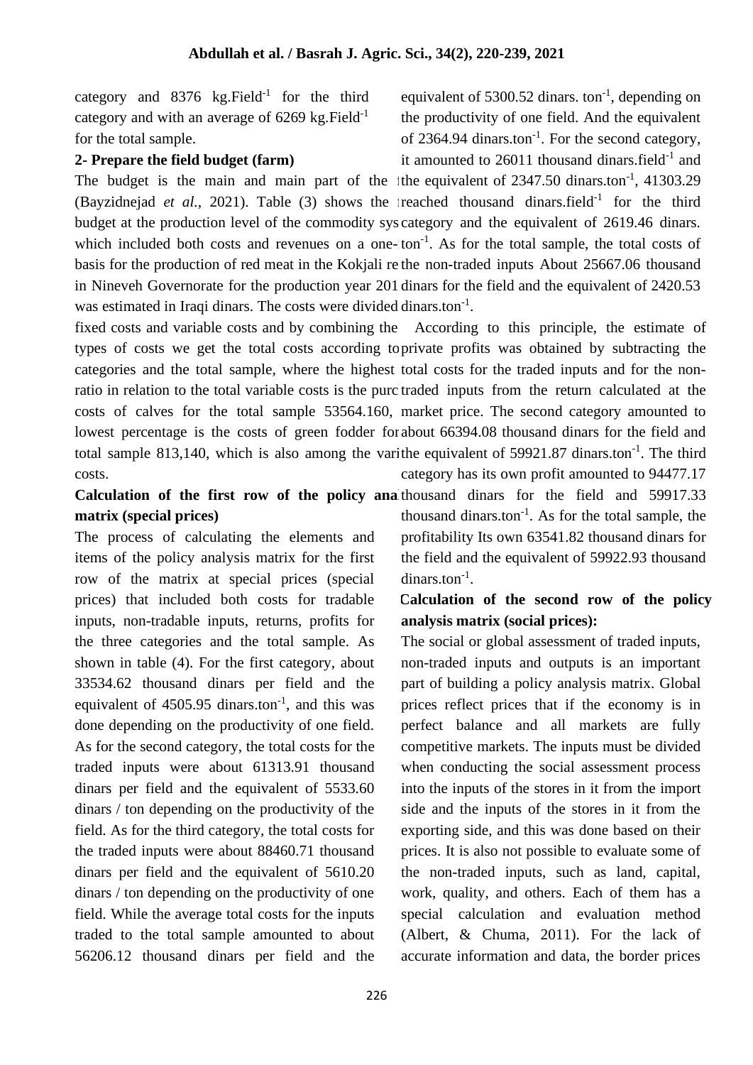category and 8376 kg.Field$^{-1}$ for the third category and with an average of 6269 kg.Field$^{-1}$ for the total sample.

**2- Prepare the field budget (farm)**

The budget is the main and main part of the t (Bayzidnejad *et al.*, 2021). Table (3) shows the t budget at the production level of the commodity sys which included both costs and revenues on a one- basis for the production of red meat in the Kokjali re in Nineveh Governorate for the production year 201 was estimated in Iraqi dinars. The costs were divided fixed costs and variable costs and by combining the types of costs we get the total costs according to categories and the total sample, where the highest ratio in relation to the total variable costs is the purc costs of calves for the total sample 53564.160, lowest percentage is the costs of green fodder for total sample 813,140, which is also among the vari costs.

**Calculation of the first row of the policy ana matrix (special prices)**

The process of calculating the elements and items of the policy analysis matrix for the first row of the matrix at special prices (special prices) that included both costs for tradable inputs, non-tradable inputs, returns, profits for the three categories and the total sample. As shown in table (4). For the first category, about 33534.62 thousand dinars per field and the equivalent of 4505.95 dinars.ton$^{-1}$, and this was done depending on the productivity of one field. As for the second category, the total costs for the traded inputs were about 61313.91 thousand dinars per field and the equivalent of 5533.60 dinars / ton depending on the productivity of the field. As for the third category, the total costs for the traded inputs were about 88460.71 thousand dinars per field and the equivalent of 5610.20 dinars / ton depending on the productivity of one field. While the average total costs for the inputs traded to the total sample amounted to about 56206.12 thousand dinars per field and the equivalent of 5300.52 dinars. ton$^{-1}$, depending on the productivity of one field. And the equivalent of 2364.94 dinars.ton$^{-1}$. For the second category, it amounted to 26011 thousand dinars.field$^{-1}$ and the equivalent of 2347.50 dinars.ton$^{-1}$, 41303.29 reached thousand dinars.field$^{-1}$ for the third category and the equivalent of 2619.46 dinars. ton$^{-1}$. As for the total sample, the total costs of the non-traded inputs About 25667.06 thousand dinars for the field and the equivalent of 2420.53 dinars.ton$^{-1}$.

According to this principle, the estimate of private profits was obtained by subtracting the total costs for the traded inputs and for the non-traded inputs from the return calculated at the market price. The second category amounted to about 66394.08 thousand dinars for the field and the equivalent of 59921.87 dinars.ton$^{-1}$. The third category has its own profit amounted to 94477.17 thousand dinars for the field and 59917.33 thousand dinars.ton$^{-1}$. As for the total sample, the profitability Its own 63541.82 thousand dinars for the field and the equivalent of 59922.93 thousand dinars.ton$^{-1}$.

**Calculation of the second row of the policy analysis matrix (social prices):**

The social or global assessment of traded inputs, non-traded inputs and outputs is an important part of building a policy analysis matrix. Global prices reflect prices that if the economy is in perfect balance and all markets are fully competitive markets. The inputs must be divided when conducting the social assessment process into the inputs of the stores in it from the import side and the inputs of the stores in it from the exporting side, and this was done based on their prices. It is also not possible to evaluate some of the non-traded inputs, such as land, capital, work, quality, and others. Each of them has a special calculation and evaluation method (Albert, & Chuma, 2011). For the lack of accurate information and data, the border prices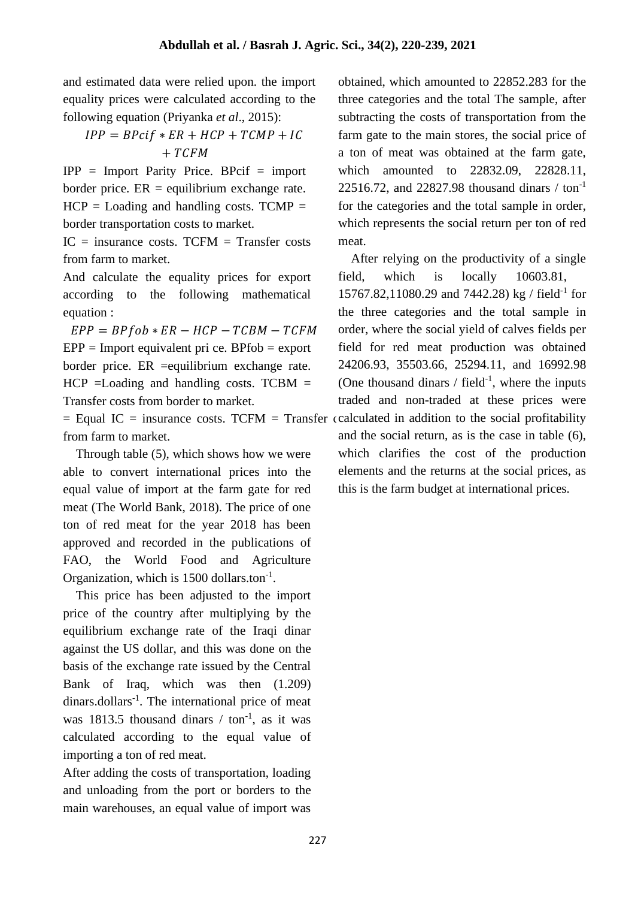and estimated data were relied upon. the import equality prices were calculated according to the following equation (Priyanka *et al*., 2015):

$$IPP = BPcif * ER + HCP + TCMP + IC + TCFM$$

IPP = Import Parity Price. BPcif = import border price. ER = equilibrium exchange rate. HCP = Loading and handling costs. TCMP = border transportation costs to market.

IC = insurance costs. TCFM = Transfer costs from farm to market.

And calculate the equality prices for export according to the following mathematical equation :

$$EPP = BPfob * ER - HCP - TCBM - TCFM$$

EPP = Import equivalent pri ce. BPfob = export border price. ER =equilibrium exchange rate. HCP =Loading and handling costs. TCBM = Transfer costs from border to market.

= Equal IC = insurance costs. TCFM = Transfer costs from farm to market.

Through table (5), which shows how we were able to convert international prices into the equal value of import at the farm gate for red meat (The World Bank, 2018). The price of one ton of red meat for the year 2018 has been approved and recorded in the publications of FAO, the World Food and Agriculture Organization, which is 1500 dollars.ton$^{-1}$.

This price has been adjusted to the import price of the country after multiplying by the equilibrium exchange rate of the Iraqi dinar against the US dollar, and this was done on the basis of the exchange rate issued by the Central Bank of Iraq, which was then (1.209) dinars.dollars$^{-1}$. The international price of meat was 1813.5 thousand dinars / ton$^{-1}$, as it was calculated according to the equal value of importing a ton of red meat.

After adding the costs of transportation, loading and unloading from the port or borders to the main warehouses, an equal value of import was obtained, which amounted to 22852.283 for the three categories and the total The sample, after subtracting the costs of transportation from the farm gate to the main stores, the social price of a ton of meat was obtained at the farm gate, which amounted to 22832.09, 22828.11, 22516.72, and 22827.98 thousand dinars / ton$^{-1}$ for the categories and the total sample in order, which represents the social return per ton of red meat.

After relying on the productivity of a single field, which is locally 10603.81, 15767.82,11080.29 and 7442.28) kg / field$^{-1}$ for the three categories and the total sample in order, where the social yield of calves fields per field for red meat production was obtained 24206.93, 35503.66, 25294.11, and 16992.98 (One thousand dinars / field$^{-1}$, where the inputs traded and non-traded at these prices were calculated in addition to the social profitability and the social return, as is the case in table (6), which clarifies the cost of the production elements and the returns at the social prices, as this is the farm budget at international prices.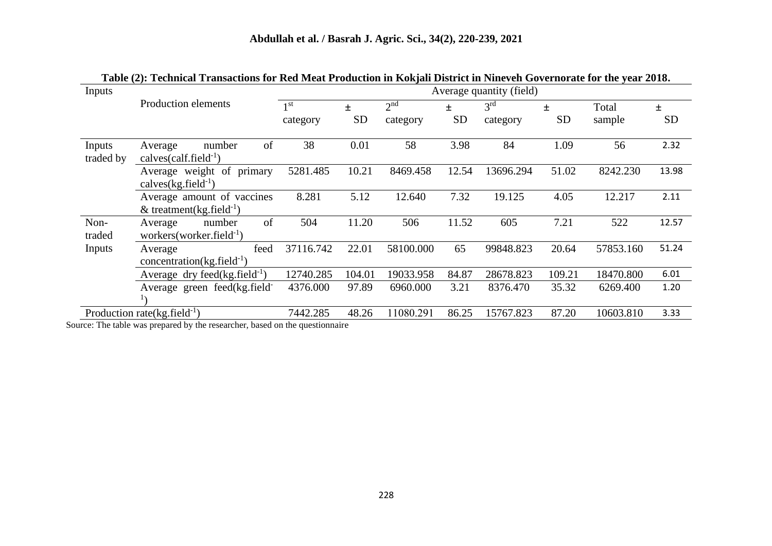**Table (2): Technical Transactions for Red Meat Production in Kokjali District in Nineveh Governorate for the year 2018.**

| Inputs | Production elements | Average quantity (field) | | | | | | | |
|---|---|---|---|---|---|---|---|---|---|
| | | 1st category | ± SD | 2nd category | ± SD | 3rd category | ± SD | Total sample | ± SD |
| Inputs traded by | Average number of calves(calf.field$^{-1}$) | 38 | 0.01 | 58 | 3.98 | 84 | 1.09 | 56 | 2.32 |
| | Average weight of primary calves(kg.field$^{-1}$) | 5281.485 | 10.21 | 8469.458 | 12.54 | 13696.294 | 51.02 | 8242.230 | 13.98 |
| | Average amount of vaccines & treatment(kg.field$^{-1}$) | 8.281 | 5.12 | 12.640 | 7.32 | 19.125 | 4.05 | 12.217 | 2.11 |
| Non-traded Inputs | Average number of workers(worker.field$^{-1}$) | 504 | 11.20 | 506 | 11.52 | 605 | 7.21 | 522 | 12.57 |
| | Average feed concentration(kg.field$^{-1}$) | 37116.742 | 22.01 | 58100.000 | 65 | 99848.823 | 20.64 | 57853.160 | 51.24 |
| | Average dry feed(kg.field$^{-1}$) | 12740.285 | 104.01 | 19033.958 | 84.87 | 28678.823 | 109.21 | 18470.800 | 6.01 |
| | Average green feed(kg.field$^{-1}$) | 4376.000 | 97.89 | 6960.000 | 3.21 | 8376.470 | 35.32 | 6269.400 | 1.20 |
| Production rate(kg.field$^{-1}$) | | 7442.285 | 48.26 | 11080.291 | 86.25 | 15767.823 | 87.20 | 10603.810 | 3.33 |

Source: The table was prepared by the researcher, based on the questionnaire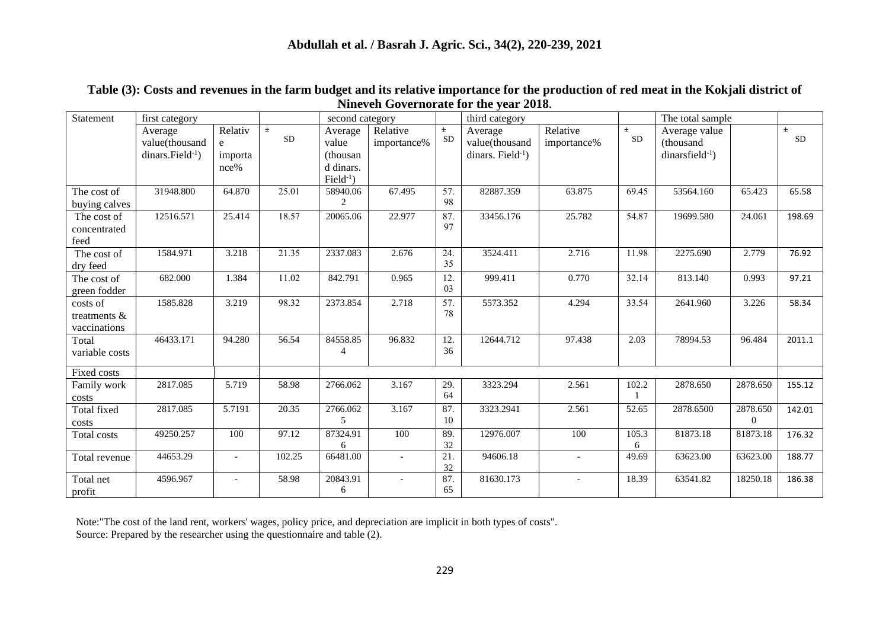**Table (3): Costs and revenues in the farm budget and its relative importance for the production of red meat in the Kokjali district of Nineveh Governorate for the year 2018.**

| Statement | first category | | | second category | | | third category | | | The total sample | | |
|---|---|---|---|---|---|---|---|---|---|---|---|---|
| | Average value(thousand dinars.Field$^{-1}$) | Relative importance% | ± SD | Average value (thousand dinars. Field$^{-1}$) | Relative importance% | ± SD | Average value(thousand dinars. Field$^{-1}$) | Relative importance% | ± SD | Average value (thousand dinarsfield$^{-1}$) | | ± SD |
| The cost of buying calves | 31948.800 | 64.870 | 25.01 | 58940.062 | 67.495 | 57.98 | 82887.359 | 63.875 | 69.45 | 53564.160 | 65.423 | 65.58 |
| The cost of concentrated feed | 12516.571 | 25.414 | 18.57 | 20065.06 | 22.977 | 87.97 | 33456.176 | 25.782 | 54.87 | 19699.580 | 24.061 | 198.69 |
| The cost of dry feed | 1584.971 | 3.218 | 21.35 | 2337.083 | 2.676 | 24.35 | 3524.411 | 2.716 | 11.98 | 2275.690 | 2.779 | 76.92 |
| The cost of green fodder | 682.000 | 1.384 | 11.02 | 842.791 | 0.965 | 12.03 | 999.411 | 0.770 | 32.14 | 813.140 | 0.993 | 97.21 |
| costs of treatments & vaccinations | 1585.828 | 3.219 | 98.32 | 2373.854 | 2.718 | 57.78 | 5573.352 | 4.294 | 33.54 | 2641.960 | 3.226 | 58.34 |
| Total variable costs | 46433.171 | 94.280 | 56.54 | 84558.854 | 96.832 | 12.36 | 12644.712 | 97.438 | 2.03 | 78994.53 | 96.484 | 2011.1 |
| Fixed costs | | | | | | | | | | | | |
| Family work costs | 2817.085 | 5.719 | 58.98 | 2766.062 | 3.167 | 29.64 | 3323.294 | 2.561 | 102.21 | 2878.650 | 2878.650 | 155.12 |
| Total fixed costs | 2817.085 | 5.7191 | 20.35 | 2766.0625 | 3.167 | 87.10 | 3323.2941 | 2.561 | 52.65 | 2878.6500 | 2878.6500 | 142.01 |
| Total costs | 49250.257 | 100 | 97.12 | 87324.916 | 100 | 89.32 | 12976.007 | 100 | 105.36 | 81873.18 | 81873.18 | 176.32 |
| Total revenue | 44653.29 | - | 102.25 | 66481.00 | - | 21.32 | 94606.18 | - | 49.69 | 63623.00 | 63623.00 | 188.77 |
| Total net profit | 4596.967 | - | 58.98 | 20843.916 | - | 87.65 | 81630.173 | - | 18.39 | 63541.82 | 18250.18 | 186.38 |

Note:"The cost of the land rent, workers' wages, policy price, and depreciation are implicit in both types of costs".
Source: Prepared by the researcher using the questionnaire and table (2).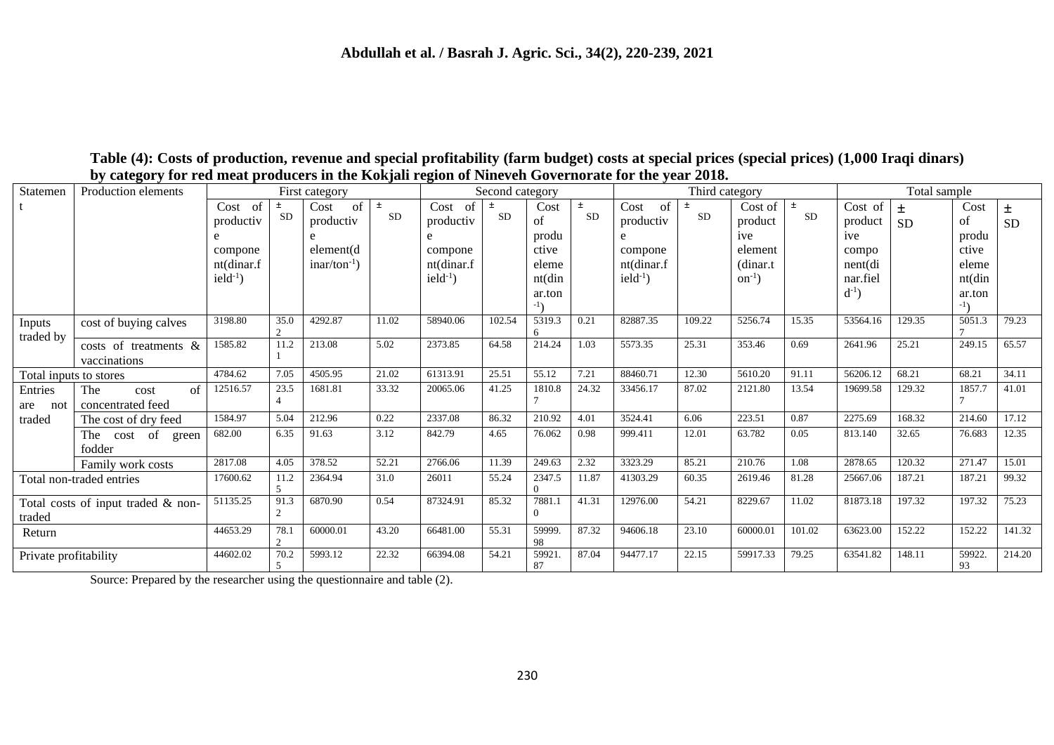**Table (4): Costs of production, revenue and special profitability (farm budget) costs at special prices (special prices) (1,000 Iraqi dinars) by category for red meat producers in the Kokjali region of Nineveh Governorate for the year 2018.**

| Statement | Production elements | First category | | | | Second category | | | | Third category | | | | Total sample | | | |
|---|---|---|---|---|---|---|---|---|---|---|---|---|---|---|---|---|---|
| | | Cost of productive component(dinar.field$^{-1}$) | ± SD | Cost of productive element(dinar/ton$^{-1}$) | ± SD | Cost of productive component(dinar.field$^{-1}$) | ± SD | Cost of productive element(dinar.ton$^{-1}$) | ± SD | Cost of productive component(dinar.field$^{-1}$) | ± SD | Cost of productive element (dinar.ton$^{-1}$) | ± SD | Cost of productive component(dinar.field$^{-1}$) | ± SD | Cost of productive element(dinar.ton$^{-1}$) | ± SD |
| Inputs traded by | cost of buying calves | 3198.80 | 35.02 | 4292.87 | 11.02 | 58940.06 | 102.54 | 5319.36 | 0.21 | 82887.35 | 109.22 | 5256.74 | 15.35 | 53564.16 | 129.35 | 5051.37 | 79.23 |
| | costs of treatments & vaccinations | 1585.82 | 11.21 | 213.08 | 5.02 | 2373.85 | 64.58 | 214.24 | 1.03 | 5573.35 | 25.31 | 353.46 | 0.69 | 2641.96 | 25.21 | 249.15 | 65.57 |
| Total inputs to stores | | 4784.62 | 7.05 | 4505.95 | 21.02 | 61313.91 | 25.51 | 55.12 | 7.21 | 88460.71 | 12.30 | 5610.20 | 91.11 | 56206.12 | 68.21 | 68.21 | 34.11 |
| Entries are not traded | The cost of concentrated feed | 12516.57 | 23.54 | 1681.81 | 33.32 | 20065.06 | 41.25 | 1810.87 | 24.32 | 33456.17 | 87.02 | 2121.80 | 13.54 | 19699.58 | 129.32 | 1857.77 | 41.01 |
| | The cost of dry feed | 1584.97 | 5.04 | 212.96 | 0.22 | 2337.08 | 86.32 | 210.92 | 4.01 | 3524.41 | 6.06 | 223.51 | 0.87 | 2275.69 | 168.32 | 214.60 | 17.12 |
| | The cost of green fodder | 682.00 | 6.35 | 91.63 | 3.12 | 842.79 | 4.65 | 76.062 | 0.98 | 999.411 | 12.01 | 63.782 | 0.05 | 813.140 | 32.65 | 76.683 | 12.35 |
| | Family work costs | 2817.08 | 4.05 | 378.52 | 52.21 | 2766.06 | 11.39 | 249.63 | 2.32 | 3323.29 | 85.21 | 210.76 | 1.08 | 2878.65 | 120.32 | 271.47 | 15.01 |
| Total non-traded entries | | 17600.62 | 11.25 | 2364.94 | 31.0 | 26011 | 55.24 | 2347.50 | 11.87 | 41303.29 | 60.35 | 2619.46 | 81.28 | 25667.06 | 187.21 | 187.21 | 99.32 |
| Total costs of input traded & non-traded | | 51135.25 | 91.32 | 6870.90 | 0.54 | 87324.91 | 85.32 | 7881.10 | 41.31 | 12976.00 | 54.21 | 8229.67 | 11.02 | 81873.18 | 197.32 | 197.32 | 75.23 |
| Return | | 44653.29 | 78.12 | 60000.01 | 43.20 | 66481.00 | 55.31 | 59999.98 | 87.32 | 94606.18 | 23.10 | 60000.01 | 101.02 | 63623.00 | 152.22 | 152.22 | 141.32 |
| Private profitability | | 44602.02 | 70.25 | 5993.12 | 22.32 | 66394.08 | 54.21 | 59921.87 | 87.04 | 94477.17 | 22.15 | 59917.33 | 79.25 | 63541.82 | 148.11 | 59922.93 | 214.20 |

Source: Prepared by the researcher using the questionnaire and table (2).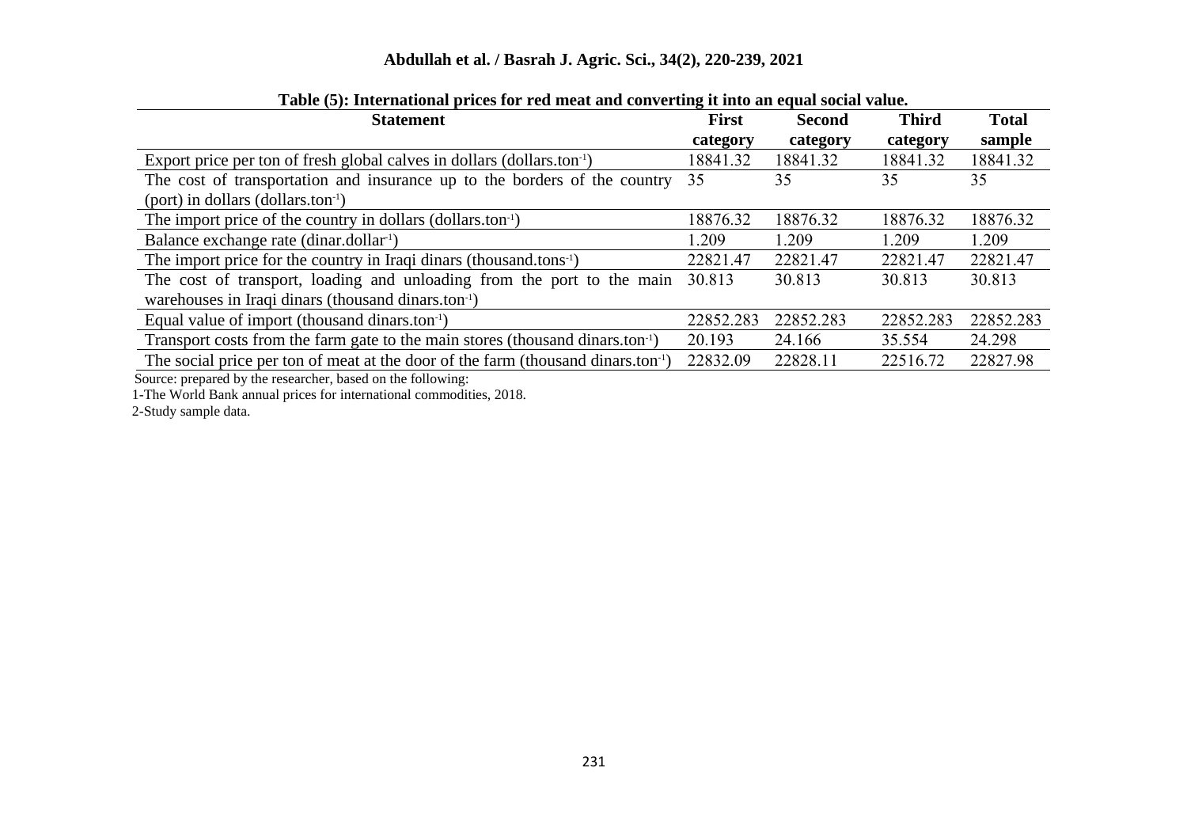**Table (5): International prices for red meat and converting it into an equal social value.**

| Statement | First category | Second category | Third category | Total sample |
|---|---|---|---|---|
| Export price per ton of fresh global calves in dollars (dollars.ton$^{-1}$) | 18841.32 | 18841.32 | 18841.32 | 18841.32 |
| The cost of transportation and insurance up to the borders of the country (port) in dollars (dollars.ton$^{-1}$) | 35 | 35 | 35 | 35 |
| The import price of the country in dollars (dollars.ton$^{-1}$) | 18876.32 | 18876.32 | 18876.32 | 18876.32 |
| Balance exchange rate (dinar.dollar$^{-1}$) | 1.209 | 1.209 | 1.209 | 1.209 |
| The import price for the country in Iraqi dinars (thousand.tons$^{-1}$) | 22821.47 | 22821.47 | 22821.47 | 22821.47 |
| The cost of transport, loading and unloading from the port to the main warehouses in Iraqi dinars (thousand dinars.ton$^{-1}$) | 30.813 | 30.813 | 30.813 | 30.813 |
| Equal value of import (thousand dinars.ton$^{-1}$) | 22852.283 | 22852.283 | 22852.283 | 22852.283 |
| Transport costs from the farm gate to the main stores (thousand dinars.ton$^{-1}$) | 20.193 | 24.166 | 35.554 | 24.298 |
| The social price per ton of meat at the door of the farm (thousand dinars.ton$^{-1}$) | 22832.09 | 22828.11 | 22516.72 | 22827.98 |

Source: prepared by the researcher, based on the following:

1-The World Bank annual prices for international commodities, 2018.

2-Study sample data.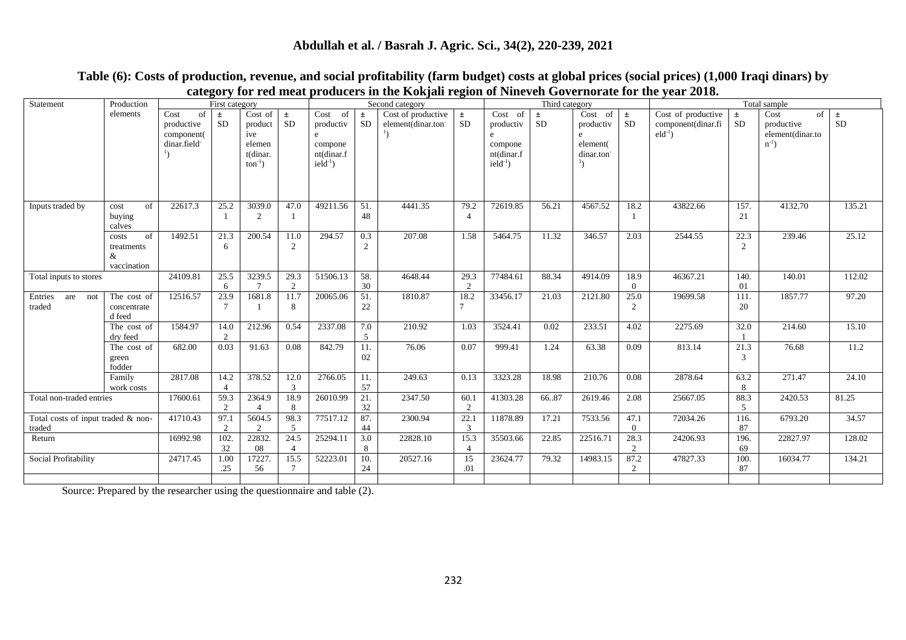**Table (6): Costs of production, revenue, and social profitability (farm budget) costs at global prices (social prices) (1,000 Iraqi dinars) by category for red meat producers in the Kokjali region of Nineveh Governorate for the year 2018.**

| Statement | Production elements | First category | | | | Second category | | | | Third category | | | | Total sample | | | |
|---|---|---|---|---|---|---|---|---|---|---|---|---|---|---|---|---|---|
| | | Cost of productive component( dinar.field$^{-1}$) | ± SD | Cost of productive element(dinar.ton$^{-1}$) | ± SD | Cost of productive component(dinar.field$^{-1}$) | ± SD | Cost of productive element(dinar.ton$^{-1}$) | ± SD | Cost of productive component(dinar.field$^{-1}$) | ± SD | Cost of productive element( dinar.ton$^{-1}$) | ± SD | Cost of productive component(dinar.field$^{-1}$) | ± SD | Cost of productive element(dinar.ton$^{-1}$) | ± SD |
| Inputs traded by | cost of buying calves | 22617.3 | 25.21 | 3039.02 | 47.01 | 49211.56 | 51.48 | 4441.35 | 79.24 | 72619.85 | 56.21 | 4567.52 | 18.21 | 43822.66 | 157.21 | 4132.70 | 135.21 |
| | costs of treatments & vaccination | 1492.51 | 21.36 | 200.54 | 11.02 | 294.57 | 0.32 | 207.08 | 1.58 | 5464.75 | 11.32 | 346.57 | 2.03 | 2544.55 | 22.32 | 239.46 | 25.12 |
| Total inputs to stores | | 24109.81 | 25.56 | 3239.57 | 29.32 | 51506.13 | 58.30 | 4648.44 | 29.32 | 77484.61 | 88.34 | 4914.09 | 18.90 | 46367.21 | 140.01 | 140.01 | 112.02 |
| Entries are not traded | The cost of concentrated feed | 12516.57 | 23.97 | 1681.81 | 11.78 | 20065.06 | 51.22 | 1810.87 | 18.27 | 33456.17 | 21.03 | 2121.80 | 25.02 | 19699.58 | 111.20 | 1857.77 | 97.20 |
| | The cost of dry feed | 1584.97 | 14.02 | 212.96 | 0.54 | 2337.08 | 7.05 | 210.92 | 1.03 | 3524.41 | 0.02 | 233.51 | 4.02 | 2275.69 | 32.01 | 214.60 | 15.10 |
| | The cost of green fodder | 682.00 | 0.03 | 91.63 | 0.08 | 842.79 | 11.02 | 76.06 | 0.07 | 999.41 | 1.24 | 63.38 | 0.09 | 813.14 | 21.33 | 76.68 | 11.2 |
| | Family work costs | 2817.08 | 14.24 | 378.52 | 12.03 | 2766.05 | 11.57 | 249.63 | 0.13 | 3323.28 | 18.98 | 210.76 | 0.08 | 2878.64 | 63.28 | 271.47 | 24.10 |
| Total non-traded entries | | 17600.61 | 59.32 | 2364.94 | 18.98 | 26010.99 | 21.32 | 2347.50 | 60.12 | 41303.28 | 66..87 | 2619.46 | 2.08 | 25667.05 | 88.35 | 2420.53 | 81.25 |
| Total costs of input traded & non-traded | | 41710.43 | 97.12 | 5604.52 | 98.35 | 77517.12 | 87.44 | 2300.94 | 22.13 | 11878.89 | 17.21 | 7533.56 | 47.10 | 72034.26 | 116.87 | 6793.20 | 34.57 |
| Return | | 16992.98 | 102.32 | 22832.08 | 24.54 | 25294.11 | 3.08 | 22828.10 | 15.34 | 35503.66 | 22.85 | 22516.71 | 28.32 | 24206.93 | 196.69 | 22827.97 | 128.02 |
| Social Profitability | | 24717.45 | 1.00 .25 | 17227.56 | 15.57 | 52223.01 | 10.24 | 20527.16 | 15 .01 | 23624.77 | 79.32 | 14983.15 | 87.22 | 47827.33 | 100.87 | 16034.77 | 134.21 |

Source: Prepared by the researcher using the questionnaire and table (2).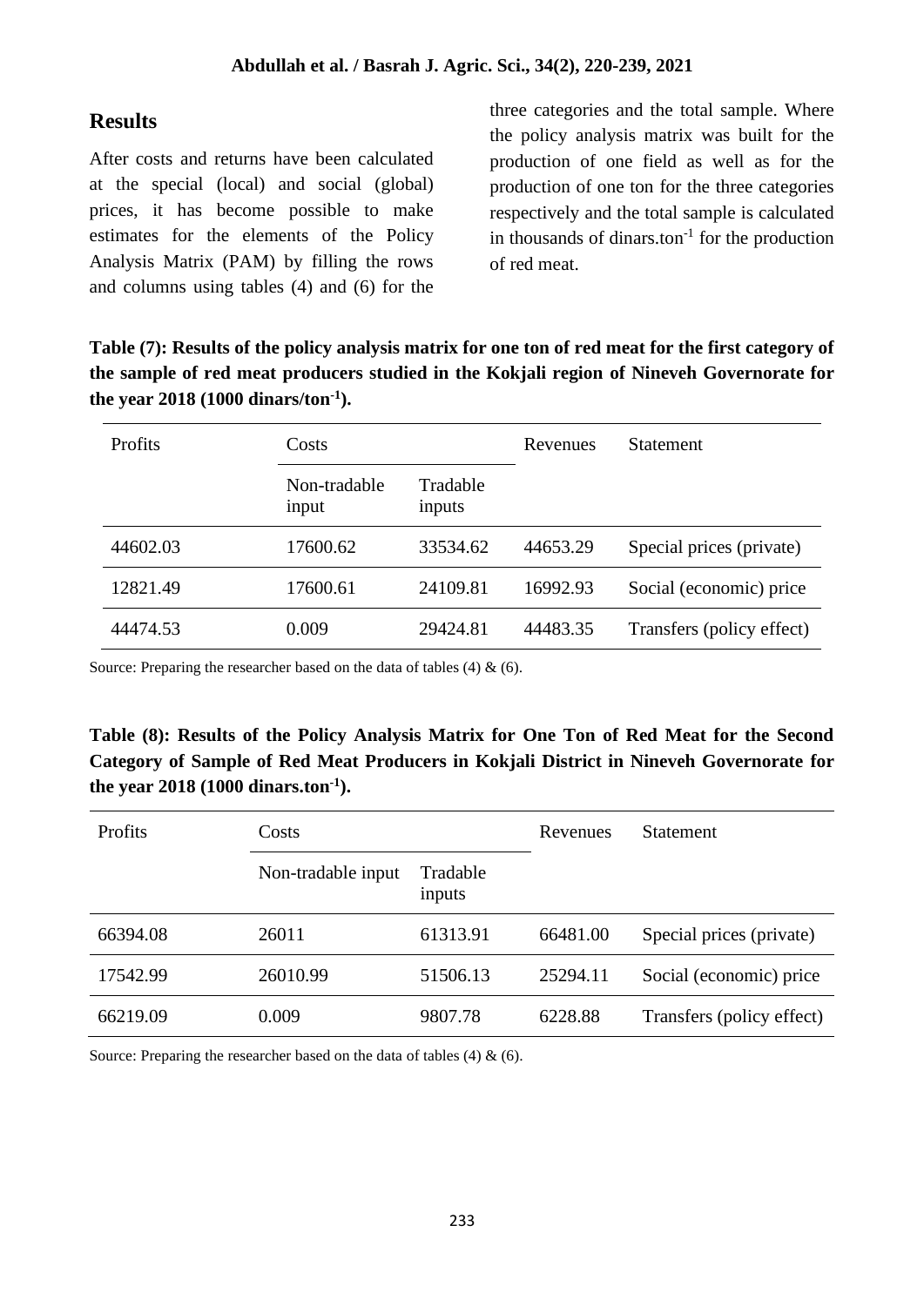## Results

After costs and returns have been calculated at the special (local) and social (global) prices, it has become possible to make estimates for the elements of the Policy Analysis Matrix (PAM) by filling the rows and columns using tables (4) and (6) for the three categories and the total sample. Where the policy analysis matrix was built for the production of one field as well as for the production of one ton for the three categories respectively and the total sample is calculated in thousands of dinars.ton$^{-1}$ for the production of red meat.

**Table (7): Results of the policy analysis matrix for one ton of red meat for the first category of the sample of red meat producers studied in the Kokjali region of Nineveh Governorate for the year 2018 (1000 dinars/ton$^{-1}$).**

| Profits | Costs | | Revenues | Statement |
|---|---|---|---|---|
| | Non-tradable input | Tradable inputs | | |
| 44602.03 | 17600.62 | 33534.62 | 44653.29 | Special prices (private) |
| 12821.49 | 17600.61 | 24109.81 | 16992.93 | Social (economic) price |
| 44474.53 | 0.009 | 29424.81 | 44483.35 | Transfers (policy effect) |

Source: Preparing the researcher based on the data of tables (4) & (6).

**Table (8): Results of the Policy Analysis Matrix for One Ton of Red Meat for the Second Category of Sample of Red Meat Producers in Kokjali District in Nineveh Governorate for the year 2018 (1000 dinars.ton$^{-1}$).**

| Profits | Costs | | Revenues | Statement |
|---|---|---|---|---|
| | Non-tradable input | Tradable inputs | | |
| 66394.08 | 26011 | 61313.91 | 66481.00 | Special prices (private) |
| 17542.99 | 26010.99 | 51506.13 | 25294.11 | Social (economic) price |
| 66219.09 | 0.009 | 9807.78 | 6228.88 | Transfers (policy effect) |

Source: Preparing the researcher based on the data of tables (4) & (6).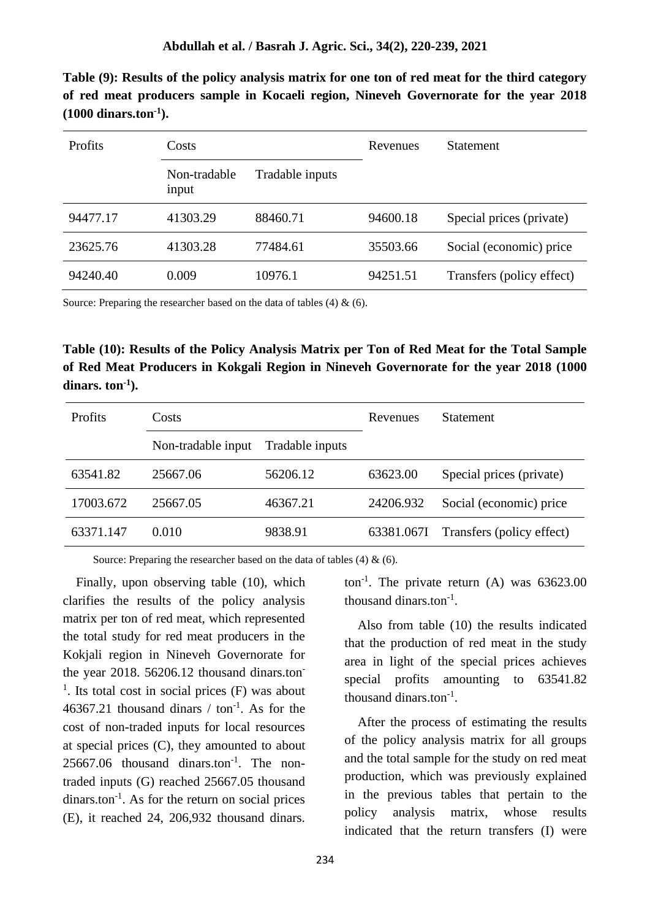**Table (9): Results of the policy analysis matrix for one ton of red meat for the third category of red meat producers sample in Kocaeli region, Nineveh Governorate for the year 2018 (1000 dinars.ton$^{-1}$).**

| Profits | Costs | | Revenues | Statement |
|---|---|---|---|---|
| | Non-tradable input | Tradable inputs | | |
| 94477.17 | 41303.29 | 88460.71 | 94600.18 | Special prices (private) |
| 23625.76 | 41303.28 | 77484.61 | 35503.66 | Social (economic) price |
| 94240.40 | 0.009 | 10976.1 | 94251.51 | Transfers (policy effect) |

Source: Preparing the researcher based on the data of tables (4) & (6).

**Table (10): Results of the Policy Analysis Matrix per Ton of Red Meat for the Total Sample of Red Meat Producers in Kokgali Region in Nineveh Governorate for the year 2018 (1000 dinars. ton$^{-1}$).**

| Profits | Costs | | Revenues | Statement |
|---|---|---|---|---|
| | Non-tradable input | Tradable inputs | | |
| 63541.82 | 25667.06 | 56206.12 | 63623.00 | Special prices (private) |
| 17003.672 | 25667.05 | 46367.21 | 24206.932 | Social (economic) price |
| 63371.147 | 0.010 | 9838.91 | 63381.067I | Transfers (policy effect) |

Source: Preparing the researcher based on the data of tables (4) & (6).

Finally, upon observing table (10), which clarifies the results of the policy analysis matrix per ton of red meat, which represented the total study for red meat producers in the Kokjali region in Nineveh Governorate for the year 2018. 56206.12 thousand dinars.ton$^{-1}$. Its total cost in social prices (F) was about 46367.21 thousand dinars / ton$^{-1}$. As for the cost of non-traded inputs for local resources at special prices (C), they amounted to about 25667.06 thousand dinars.ton$^{-1}$. The non-traded inputs (G) reached 25667.05 thousand dinars.ton$^{-1}$. As for the return on social prices (E), it reached 24, 206,932 thousand dinars. ton$^{-1}$. The private return (A) was 63623.00 thousand dinars.ton$^{-1}$.

Also from table (10) the results indicated that the production of red meat in the study area in light of the special prices achieves special profits amounting to 63541.82 thousand dinars.ton$^{-1}$.

After the process of estimating the results of the policy analysis matrix for all groups and the total sample for the study on red meat production, which was previously explained in the previous tables that pertain to the policy analysis matrix, whose results indicated that the return transfers (I) were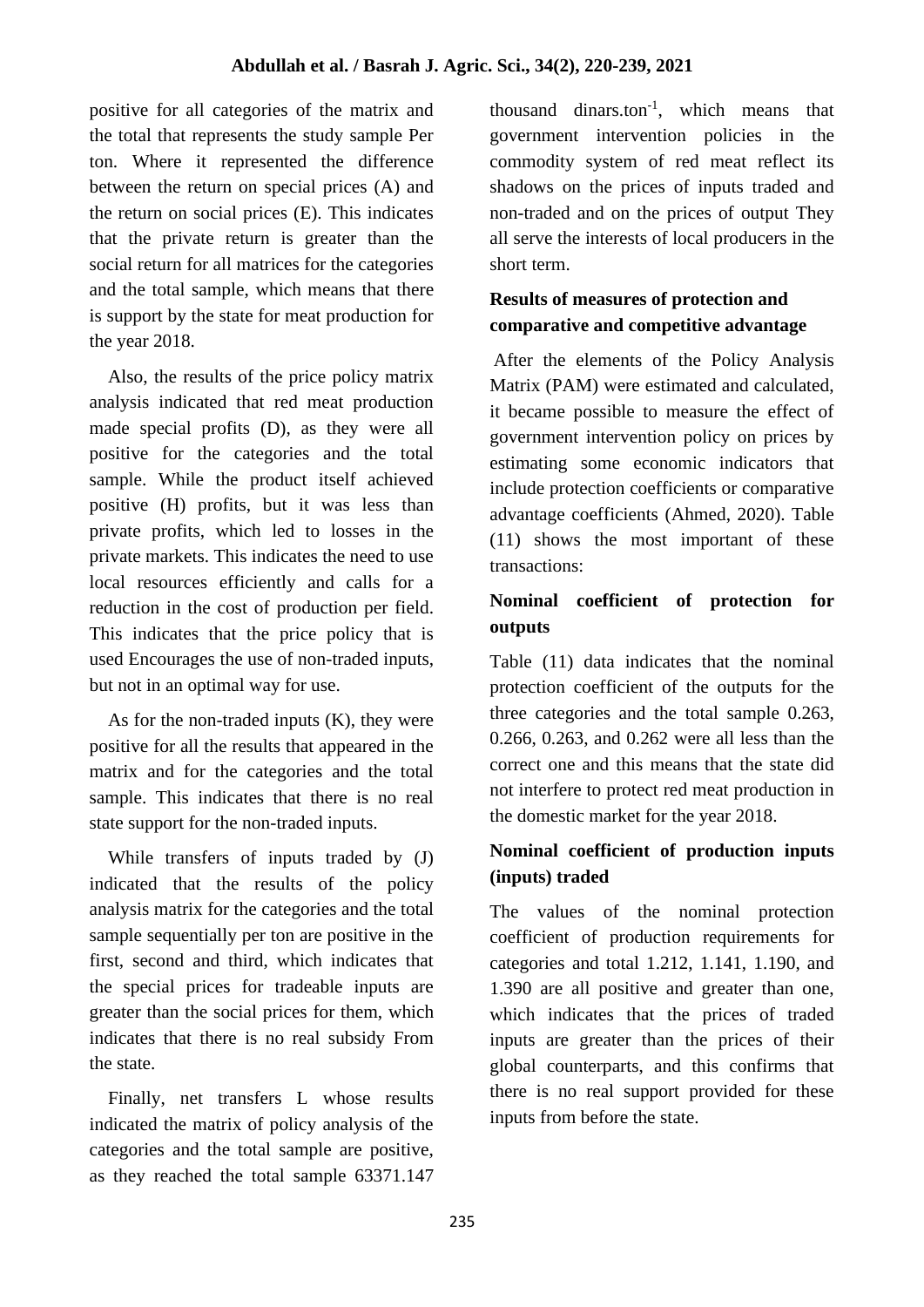positive for all categories of the matrix and the total that represents the study sample Per ton. Where it represented the difference between the return on special prices (A) and the return on social prices (E). This indicates that the private return is greater than the social return for all matrices for the categories and the total sample, which means that there is support by the state for meat production for the year 2018.

Also, the results of the price policy matrix analysis indicated that red meat production made special profits (D), as they were all positive for the categories and the total sample. While the product itself achieved positive (H) profits, but it was less than private profits, which led to losses in the private markets. This indicates the need to use local resources efficiently and calls for a reduction in the cost of production per field. This indicates that the price policy that is used Encourages the use of non-traded inputs, but not in an optimal way for use.

As for the non-traded inputs (K), they were positive for all the results that appeared in the matrix and for the categories and the total sample. This indicates that there is no real state support for the non-traded inputs.

While transfers of inputs traded by (J) indicated that the results of the policy analysis matrix for the categories and the total sample sequentially per ton are positive in the first, second and third, which indicates that the special prices for tradeable inputs are greater than the social prices for them, which indicates that there is no real subsidy From the state.

Finally, net transfers L whose results indicated the matrix of policy analysis of the categories and the total sample are positive, as they reached the total sample 63371.147 thousand dinars.ton$^{-1}$, which means that government intervention policies in the commodity system of red meat reflect its shadows on the prices of inputs traded and non-traded and on the prices of output They all serve the interests of local producers in the short term.

## Results of measures of protection and comparative and competitive advantage

After the elements of the Policy Analysis Matrix (PAM) were estimated and calculated, it became possible to measure the effect of government intervention policy on prices by estimating some economic indicators that include protection coefficients or comparative advantage coefficients (Ahmed, 2020). Table (11) shows the most important of these transactions:

### Nominal coefficient of protection for outputs

Table (11) data indicates that the nominal protection coefficient of the outputs for the three categories and the total sample 0.263, 0.266, 0.263, and 0.262 were all less than the correct one and this means that the state did not interfere to protect red meat production in the domestic market for the year 2018.

### Nominal coefficient of production inputs (inputs) traded

The values of the nominal protection coefficient of production requirements for categories and total 1.212, 1.141, 1.190, and 1.390 are all positive and greater than one, which indicates that the prices of traded inputs are greater than the prices of their global counterparts, and this confirms that there is no real support provided for these inputs from before the state.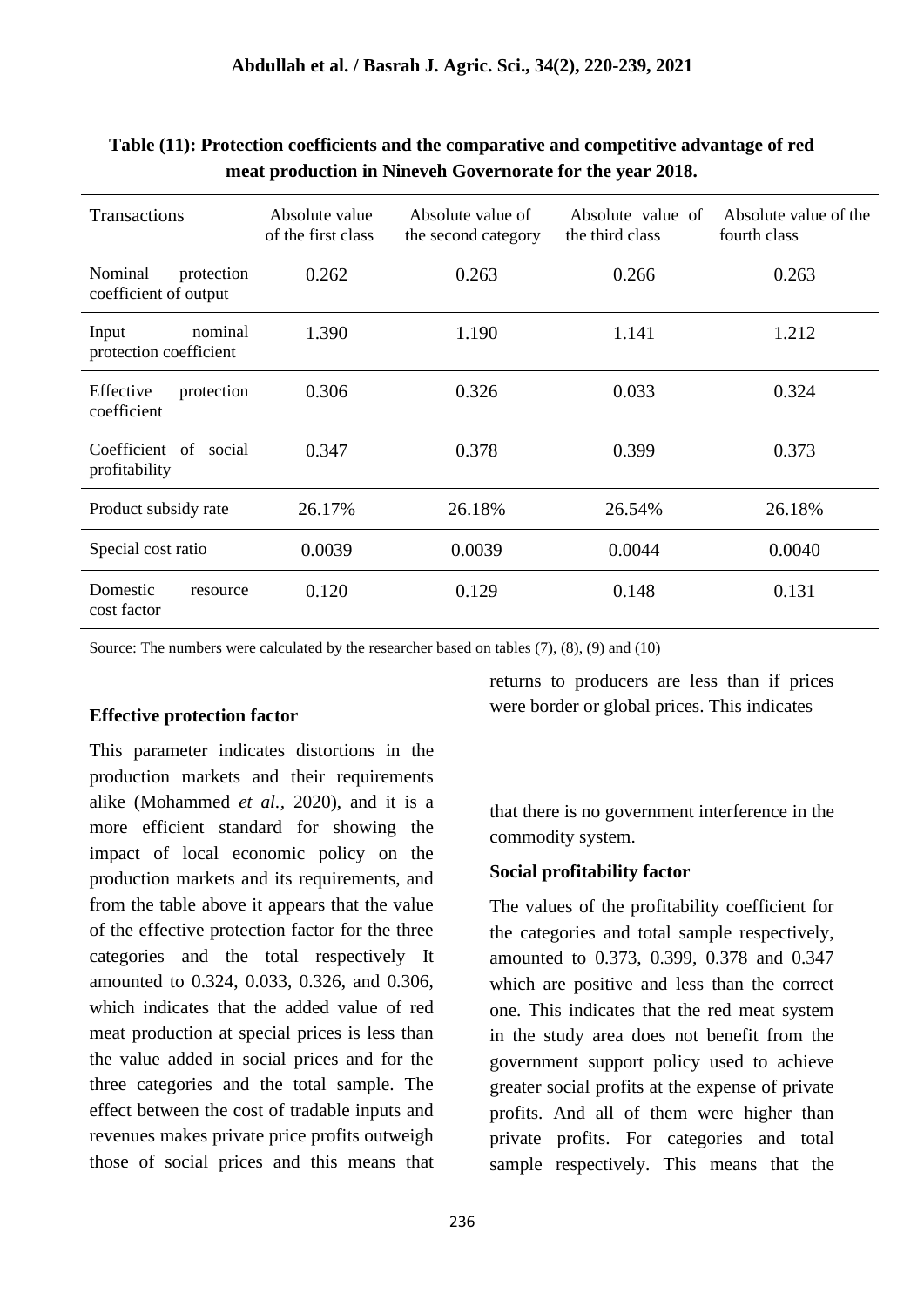**Table (11): Protection coefficients and the comparative and competitive advantage of red meat production in Nineveh Governorate for the year 2018.**

| Transactions | Absolute value of the first class | Absolute value of the second category | Absolute value of the third class | Absolute value of the fourth class |
|---|---|---|---|---|
| Nominal protection coefficient of output | 0.262 | 0.263 | 0.266 | 0.263 |
| Input nominal protection coefficient | 1.390 | 1.190 | 1.141 | 1.212 |
| Effective protection coefficient | 0.306 | 0.326 | 0.033 | 0.324 |
| Coefficient of social profitability | 0.347 | 0.378 | 0.399 | 0.373 |
| Product subsidy rate | 26.17% | 26.18% | 26.54% | 26.18% |
| Special cost ratio | 0.0039 | 0.0039 | 0.0044 | 0.0040 |
| Domestic resource cost factor | 0.120 | 0.129 | 0.148 | 0.131 |

Source: The numbers were calculated by the researcher based on tables (7), (8), (9) and (10)

**Effective protection factor**

This parameter indicates distortions in the production markets and their requirements alike (Mohammed *et al.*, 2020), and it is a more efficient standard for showing the impact of local economic policy on the production markets and its requirements, and from the table above it appears that the value of the effective protection factor for the three categories and the total respectively It amounted to 0.324, 0.033, 0.326, and 0.306, which indicates that the added value of red meat production at special prices is less than the value added in social prices and for the three categories and the total sample. The effect between the cost of tradable inputs and revenues makes private price profits outweigh those of social prices and this means that returns to producers are less than if prices were border or global prices. This indicates that there is no government interference in the commodity system.

**Social profitability factor**

The values of the profitability coefficient for the categories and total sample respectively, amounted to 0.373, 0.399, 0.378 and 0.347 which are positive and less than the correct one. This indicates that the red meat system in the study area does not benefit from the government support policy used to achieve greater social profits at the expense of private profits. And all of them were higher than private profits. For categories and total sample respectively. This means that the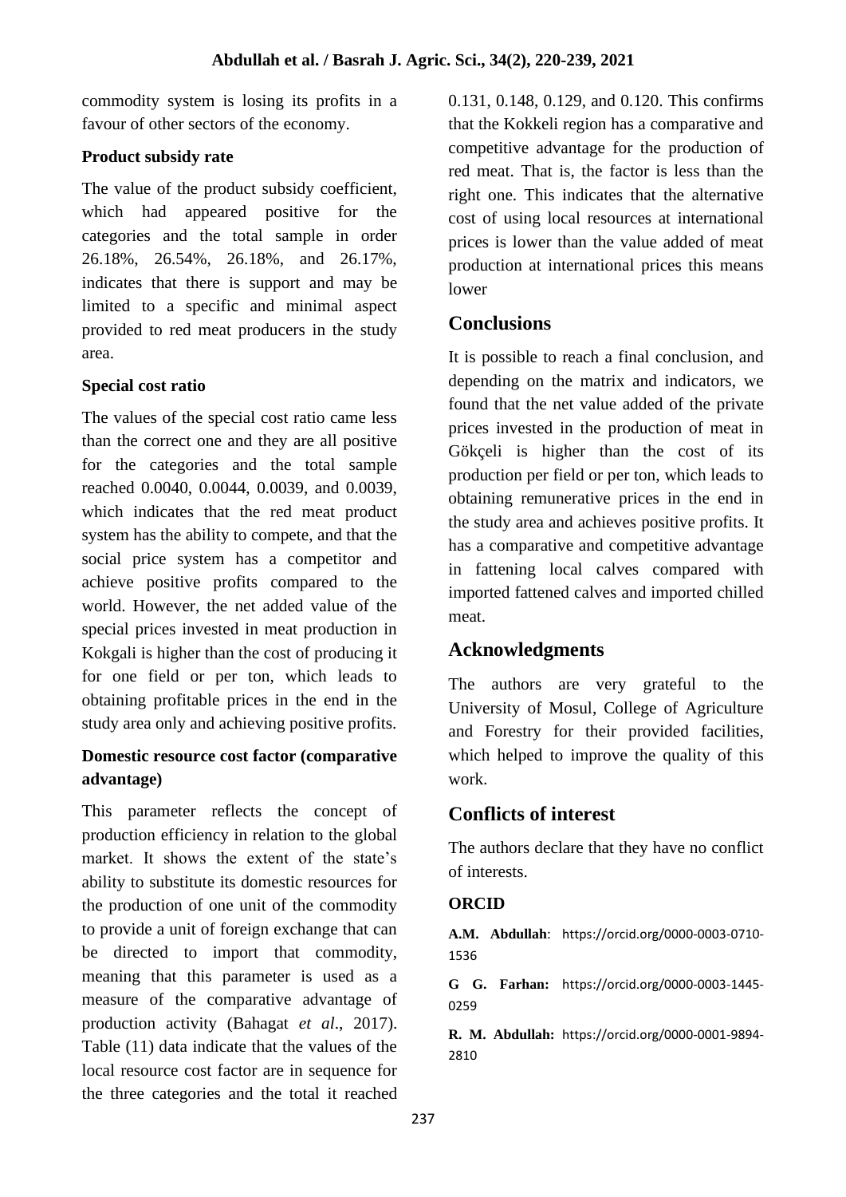commodity system is losing its profits in a favour of other sectors of the economy.

**Product subsidy rate**

The value of the product subsidy coefficient, which had appeared positive for the categories and the total sample in order 26.18%, 26.54%, 26.18%, and 26.17%, indicates that there is support and may be limited to a specific and minimal aspect provided to red meat producers in the study area.

**Special cost ratio**

The values of the special cost ratio came less than the correct one and they are all positive for the categories and the total sample reached 0.0040, 0.0044, 0.0039, and 0.0039, which indicates that the red meat product system has the ability to compete, and that the social price system has a competitor and achieve positive profits compared to the world. However, the net added value of the special prices invested in meat production in Kokgali is higher than the cost of producing it for one field or per ton, which leads to obtaining profitable prices in the end in the study area only and achieving positive profits.

**Domestic resource cost factor (comparative advantage)**

This parameter reflects the concept of production efficiency in relation to the global market. It shows the extent of the state's ability to substitute its domestic resources for the production of one unit of the commodity to provide a unit of foreign exchange that can be directed to import that commodity, meaning that this parameter is used as a measure of the comparative advantage of production activity (Bahagat *et al*., 2017). Table (11) data indicate that the values of the local resource cost factor are in sequence for the three categories and the total it reached 0.131, 0.148, 0.129, and 0.120. This confirms that the Kokkeli region has a comparative and competitive advantage for the production of red meat. That is, the factor is less than the right one. This indicates that the alternative cost of using local resources at international prices is lower than the value added of meat production at international prices this means lower

## Conclusions

It is possible to reach a final conclusion, and depending on the matrix and indicators, we found that the net value added of the private prices invested in the production of meat in Gökçeli is higher than the cost of its production per field or per ton, which leads to obtaining remunerative prices in the end in the study area and achieves positive profits. It has a comparative and competitive advantage in fattening local calves compared with imported fattened calves and imported chilled meat.

## Acknowledgments

The authors are very grateful to the University of Mosul, College of Agriculture and Forestry for their provided facilities, which helped to improve the quality of this work.

## Conflicts of interest

The authors declare that they have no conflict of interests.

**ORCID**

**A.M. Abdullah**: https://orcid.org/0000-0003-0710-1536

**G G. Farhan:** https://orcid.org/0000-0003-1445-0259

**R. M. Abdullah:** https://orcid.org/0000-0001-9894-2810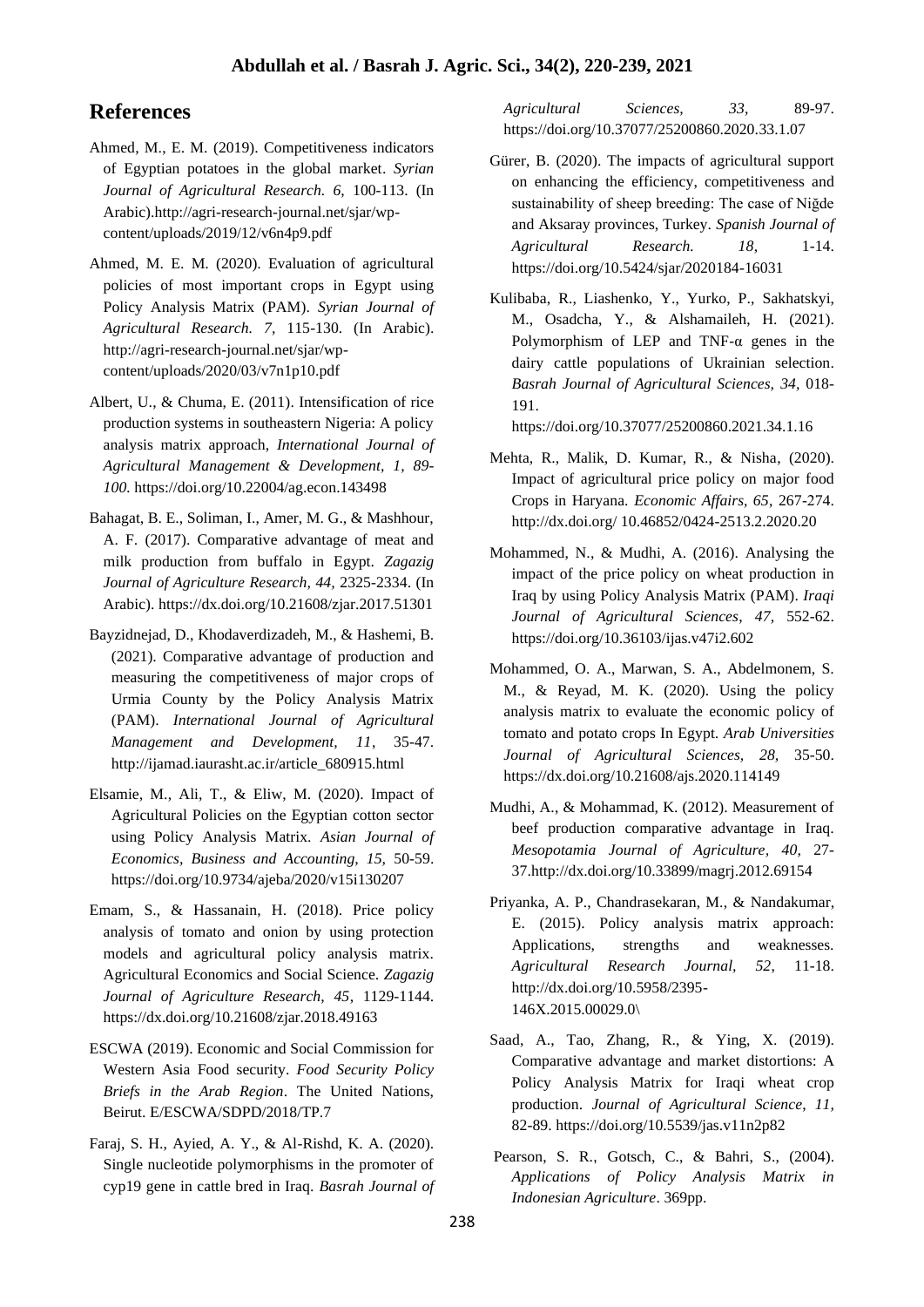## References

Ahmed, M., E. M. (2019). Competitiveness indicators of Egyptian potatoes in the global market. *Syrian Journal of Agricultural Research. 6*, 100-113. (In Arabic).http://agri-research-journal.net/sjar/wp-content/uploads/2019/12/v6n4p9.pdf

Ahmed, M. E. M. (2020). Evaluation of agricultural policies of most important crops in Egypt using Policy Analysis Matrix (PAM). *Syrian Journal of Agricultural Research. 7*, 115-130. (In Arabic). http://agri-research-journal.net/sjar/wp-content/uploads/2020/03/v7n1p10.pdf

Albert, U., & Chuma, E. (2011). Intensification of rice production systems in southeastern Nigeria: A policy analysis matrix approach, *International Journal of Agricultural Management & Development, 1, 89-100.* https://doi.org/10.22004/ag.econ.143498

Bahagat, B. E., Soliman, I., Amer, M. G., & Mashhour, A. F. (2017). Comparative advantage of meat and milk production from buffalo in Egypt. *Zagazig Journal of Agriculture Research, 44,* 2325-2334. (In Arabic). https://dx.doi.org/10.21608/zjar.2017.51301

Bayzidnejad, D., Khodaverdizadeh, M., & Hashemi, B. (2021). Comparative advantage of production and measuring the competitiveness of major crops of Urmia County by the Policy Analysis Matrix (PAM). *International Journal of Agricultural Management and Development, 11*, 35-47. http://ijamad.iaurasht.ac.ir/article_680915.html

Elsamie, M., Ali, T., & Eliw, M. (2020). Impact of Agricultural Policies on the Egyptian cotton sector using Policy Analysis Matrix. *Asian Journal of Economics, Business and Accounting, 15,* 50-59. https://doi.org/10.9734/ajeba/2020/v15i130207

Emam, S., & Hassanain, H. (2018). Price policy analysis of tomato and onion by using protection models and agricultural policy analysis matrix. Agricultural Economics and Social Science. *Zagazig Journal of Agriculture Research, 45*, 1129-1144. https://dx.doi.org/10.21608/zjar.2018.49163

ESCWA (2019). Economic and Social Commission for Western Asia Food security. *Food Security Policy Briefs in the Arab Region*. The United Nations, Beirut. E/ESCWA/SDPD/2018/TP.7

Faraj, S. H., Ayied, A. Y., & Al-Rishd, K. A. (2020). Single nucleotide polymorphisms in the promoter of cyp19 gene in cattle bred in Iraq. *Basrah Journal of Agricultural Sciences, 33*, 89-97. https://doi.org/10.37077/25200860.2020.33.1.07

Gürer, B. (2020). The impacts of agricultural support on enhancing the efficiency, competitiveness and sustainability of sheep breeding: The case of Niğde and Aksaray provinces, Turkey. *Spanish Journal of Agricultural Research. 18*, 1-14. https://doi.org/10.5424/sjar/2020184-16031

Kulibaba, R., Liashenko, Y., Yurko, P., Sakhatskyi, M., Osadcha, Y., & Alshamaileh, H. (2021). Polymorphism of LEP and TNF-α genes in the dairy cattle populations of Ukrainian selection. *Basrah Journal of Agricultural Sciences, 34*, 018-191. https://doi.org/10.37077/25200860.2021.34.1.16

Mehta, R., Malik, D. Kumar, R., & Nisha, (2020). Impact of agricultural price policy on major food Crops in Haryana. *Economic Affairs, 65*, 267-274. http://dx.doi.org/ 10.46852/0424-2513.2.2020.20

Mohammed, N., & Mudhi, A. (2016). Analysing the impact of the price policy on wheat production in Iraq by using Policy Analysis Matrix (PAM). *Iraqi Journal of Agricultural Sciences*, *47*, 552-62. https://doi.org/10.36103/ijas.v47i2.602

Mohammed, O. A., Marwan, S. A., Abdelmonem, S. M., & Reyad, M. K. (2020). Using the policy analysis matrix to evaluate the economic policy of tomato and potato crops In Egypt. *Arab Universities Journal of Agricultural Sciences, 28,* 35-50. https://dx.doi.org/10.21608/ajs.2020.114149

Mudhi, A., & Mohammad, K. (2012). Measurement of beef production comparative advantage in Iraq. *Mesopotamia Journal of Agriculture*, *40*, 27-37.http://dx.doi.org/10.33899/magrj.2012.69154

Priyanka, A. P., Chandrasekaran, M., & Nandakumar, E. (2015). Policy analysis matrix approach: Applications, strengths and weaknesses. *Agricultural Research Journal, 52*, 11-18. http://dx.doi.org/10.5958/2395-146X.2015.00029.0\

Saad, A., Tao, Zhang, R., & Ying, X. (2019). Comparative advantage and market distortions: A Policy Analysis Matrix for Iraqi wheat crop production. *Journal of Agricultural Science*, *11,* 82-89. https://doi.org/10.5539/jas.v11n2p82

Pearson, S. R., Gotsch, C., & Bahri, S., (2004). *Applications of Policy Analysis Matrix in Indonesian Agriculture*. 369pp.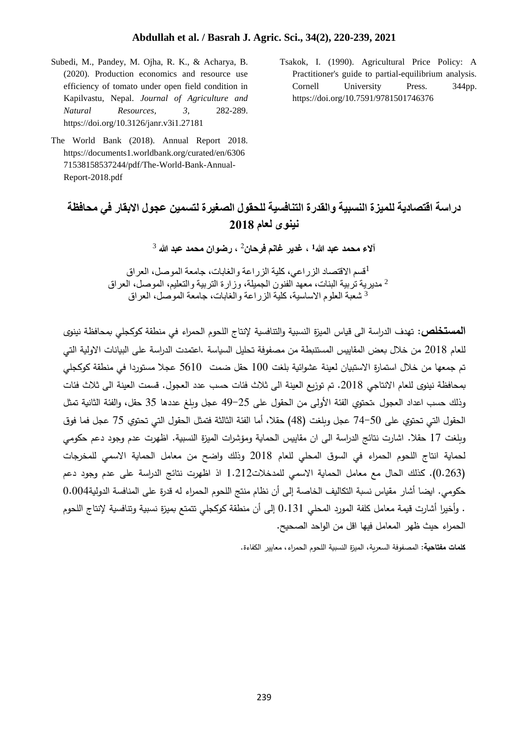Subedi, M., Pandey, M. Ojha, R. K., & Acharya, B. (2020). Production economics and resource use efficiency of tomato under open field condition in Kapilvastu, Nepal. *Journal of Agriculture and Natural Resources, 3*, 282-289. https://doi.org/10.3126/janr.v3i1.27181

The World Bank (2018). Annual Report 2018. https://documents1.worldbank.org/curated/en/630671538158537244/pdf/The-World-Bank-Annual-Report-2018.pdf

Tsakok, I. (1990). Agricultural Price Policy: A Practitioner's guide to partial-equilibrium analysis. Cornell University Press. 344pp. https://doi.org/10.7591/9781501746376

# دراسة اقتصادية للميزة النسبية والقدرة التنافسية للحقول الصغيرة لتسمين عجول الابقار في محافظة نينوى لعام 2018

**آلاء محمد عبد الله[1] ، غدير غانم فرحان[2] ، رضوان محمد عبد الله [3]**

[1]قسم الاقتصاد الزراعي، كلية الزراعة والغابات، جامعة الموصل، العراق
[2] مديرية تربية البنات، معهد الفنون الجميلة، وزارة التربية والتعليم، الموصل، العراق
[3] شعبة العلوم الاساسية، كلية الزراعة والغابات، جامعة الموصل، العراق

**المستخلص:** تهدف الدراسة الى قياس الميزة النسبية والتنافسية لإنتاج اللحوم الحمراء في منطقة كوكجلي بمحافظة نينوى للعام 2018 من خلال بعض المقاييس المستنبطة من مصفوفة تحليل السياسة .اعتمدت الدراسة على البيانات الاولية التي تم جمعها من خلال استمارة الاستبيان لعينة عشوائية بلغت 100 حقل ضمت 5610 عجلا مستوردا في منطقة كوكجلي بمحافظة نينوى للعام الانتاجي 2018. تم توزيع العينة الى ثلاث فئات حسب عدد العجول. قسمت العينة الى ثلاث فئات وذلك حسب اعداد العجول ،تحتوي الفئة الأولى من الحقول على 25−49 عجل وبلغ عددها 35 حقل، والفئة الثانية تمثل الحقول التي تحتوي على 50−74 عجل وبلغت (48) حقلا، أما الفئة الثالثة فتمثل الحقول التي تحتوي 75 عجل فما فوق وبلغت 17 حقلا. اشارت نتائج الدراسة الى ان مقاييس الحماية ومؤشرات الميزة النسبية. اظهرت عدم وجود دعم حكومي لحماية انتاج اللحوم الحمراء في السوق المحلي للعام 2018 وذلك واضح من معامل الحماية الاسمي للمخرجات (0.263). كذلك الحال مع معامل الحماية الاسمي للمدخلات1.212 اذ اظهرت نتائج الدراسة على عدم وجود دعم حكومي. ايضا أشار مقياس نسبة التكاليف الخاصة إلى أن نظام منتج اللحوم الحمراء له قدرة على المنافسة الدولية0.004 . وأخيرا أشارت قيمة معامل كلفة المورد المحلي 0.131 إلى أن منطقة كوكجلي تتمتع بميزة نسبية وتنافسية لإنتاج اللحوم الحمراء حيث ظهر المعامل فيها اقل من الواحد الصحيح.

**كلمات مفتاحية:** المصفوفة السعرية، الميزة النسبية اللحوم الحمراء، معايير الكفاءة.